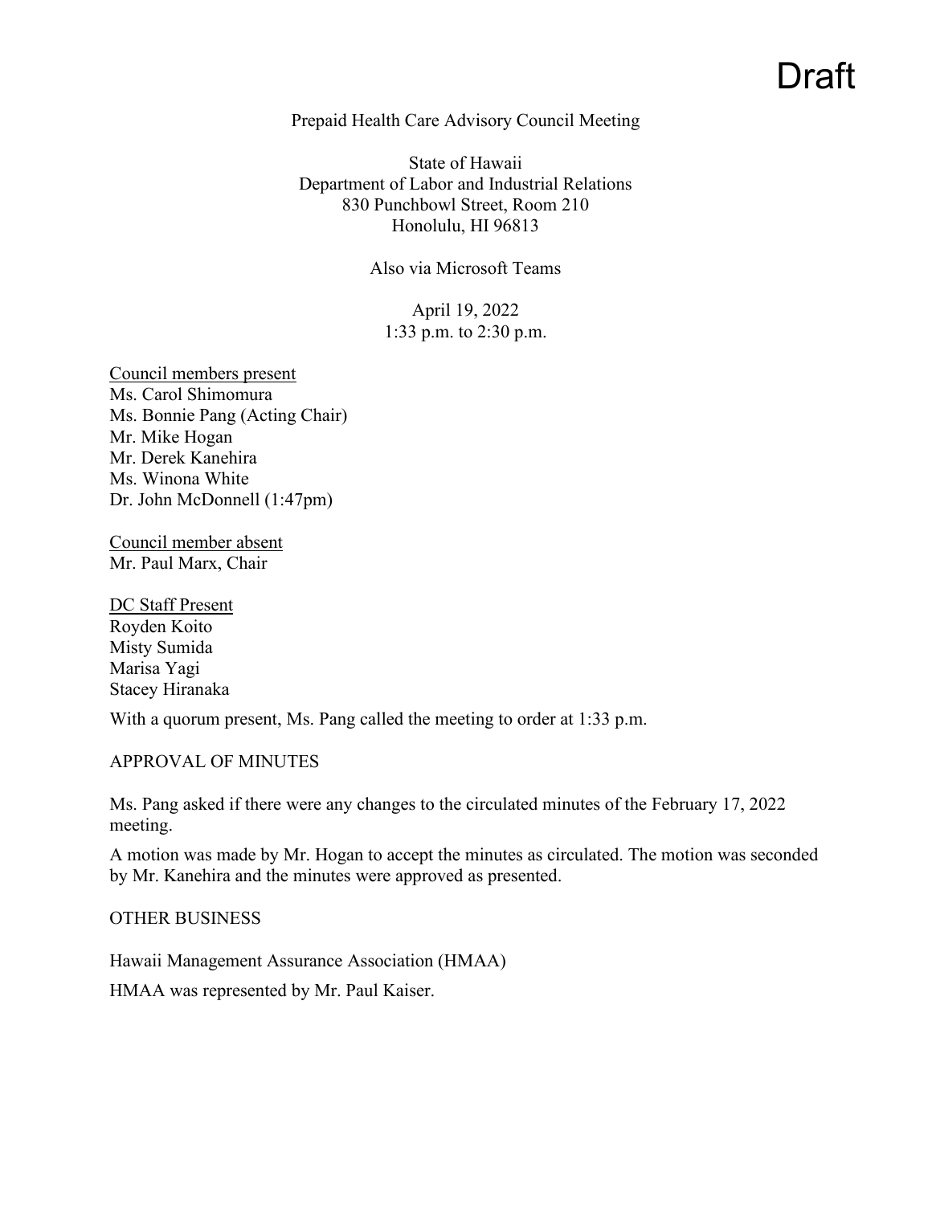Draft

Prepaid Health Care Advisory Council Meeting

State of Hawaii
Department of Labor and Industrial Relations
830 Punchbowl Street, Room 210
Honolulu, HI 96813

Also via Microsoft Teams

April 19, 2022
1:33 p.m. to 2:30 p.m.

<u>Council members present</u>
Ms. Carol Shimomura
Ms. Bonnie Pang (Acting Chair)
Mr. Mike Hogan
Mr. Derek Kanehira
Ms. Winona White
Dr. John McDonnell (1:47pm)

<u>Council member absent</u>
Mr. Paul Marx, Chair

<u>DC Staff Present</u>
Royden Koito
Misty Sumida
Marisa Yagi
Stacey Hiranaka

With a quorum present, Ms. Pang called the meeting to order at 1:33 p.m.

APPROVAL OF MINUTES

Ms. Pang asked if there were any changes to the circulated minutes of the February 17, 2022 meeting.

A motion was made by Mr. Hogan to accept the minutes as circulated. The motion was seconded by Mr. Kanehira and the minutes were approved as presented.

OTHER BUSINESS

Hawaii Management Assurance Association (HMAA)

HMAA was represented by Mr. Paul Kaiser.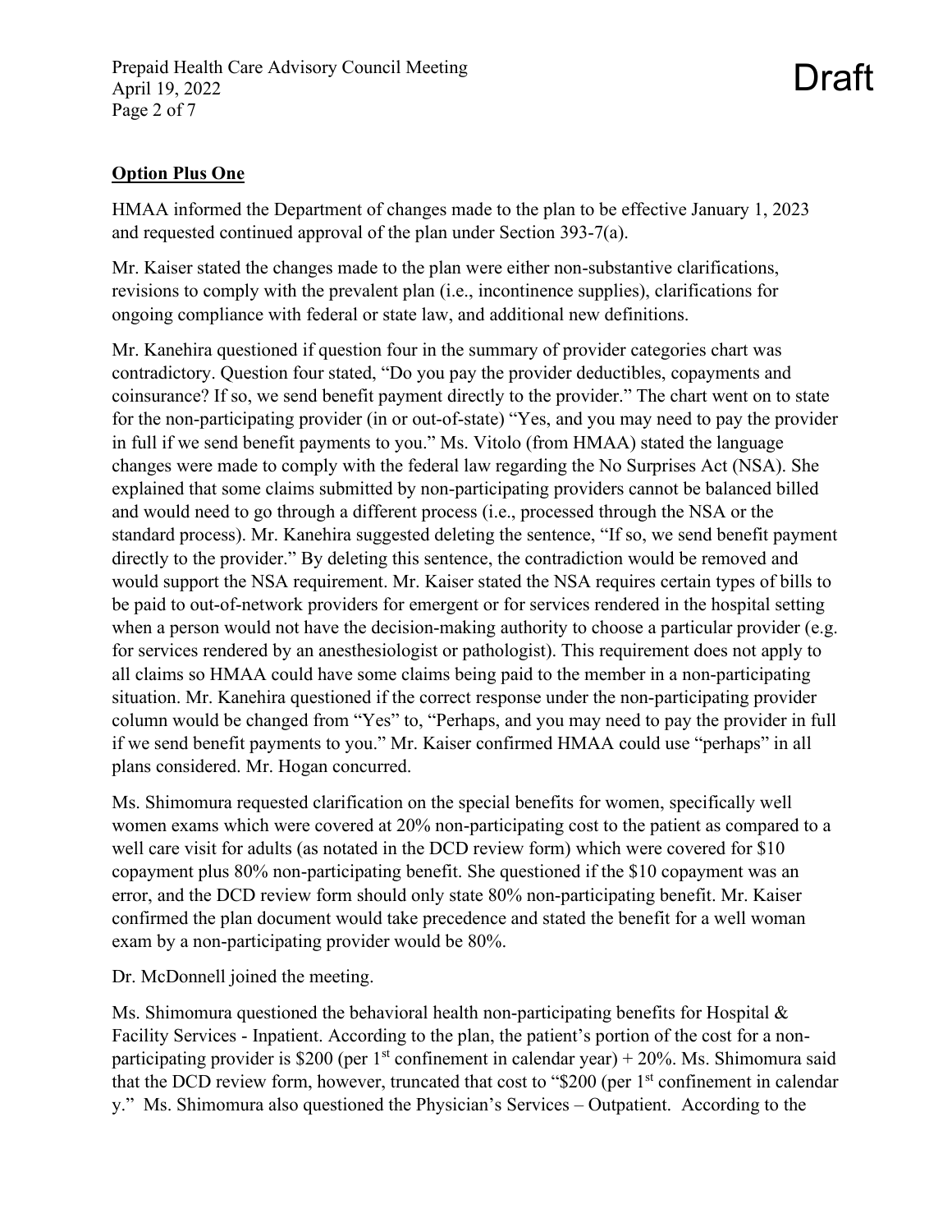**Option Plus One**

HMAA informed the Department of changes made to the plan to be effective January 1, 2023 and requested continued approval of the plan under Section 393-7(a).

Mr. Kaiser stated the changes made to the plan were either non-substantive clarifications, revisions to comply with the prevalent plan (i.e., incontinence supplies), clarifications for ongoing compliance with federal or state law, and additional new definitions.

Mr. Kanehira questioned if question four in the summary of provider categories chart was contradictory. Question four stated, "Do you pay the provider deductibles, copayments and coinsurance? If so, we send benefit payment directly to the provider." The chart went on to state for the non-participating provider (in or out-of-state) "Yes, and you may need to pay the provider in full if we send benefit payments to you." Ms. Vitolo (from HMAA) stated the language changes were made to comply with the federal law regarding the No Surprises Act (NSA). She explained that some claims submitted by non-participating providers cannot be balanced billed and would need to go through a different process (i.e., processed through the NSA or the standard process). Mr. Kanehira suggested deleting the sentence, "If so, we send benefit payment directly to the provider." By deleting this sentence, the contradiction would be removed and would support the NSA requirement. Mr. Kaiser stated the NSA requires certain types of bills to be paid to out-of-network providers for emergent or for services rendered in the hospital setting when a person would not have the decision-making authority to choose a particular provider (e.g. for services rendered by an anesthesiologist or pathologist). This requirement does not apply to all claims so HMAA could have some claims being paid to the member in a non-participating situation. Mr. Kanehira questioned if the correct response under the non-participating provider column would be changed from "Yes" to, "Perhaps, and you may need to pay the provider in full if we send benefit payments to you." Mr. Kaiser confirmed HMAA could use "perhaps" in all plans considered. Mr. Hogan concurred.

Ms. Shimomura requested clarification on the special benefits for women, specifically well women exams which were covered at 20% non-participating cost to the patient as compared to a well care visit for adults (as notated in the DCD review form) which were covered for $10 copayment plus 80% non-participating benefit. She questioned if the $10 copayment was an error, and the DCD review form should only state 80% non-participating benefit. Mr. Kaiser confirmed the plan document would take precedence and stated the benefit for a well woman exam by a non-participating provider would be 80%.

Dr. McDonnell joined the meeting.

Ms. Shimomura questioned the behavioral health non-participating benefits for Hospital & Facility Services - Inpatient. According to the plan, the patient's portion of the cost for a non-participating provider is $200 (per 1st confinement in calendar year) + 20%. Ms. Shimomura said that the DCD review form, however, truncated that cost to "$200 (per 1st confinement in calendar y." Ms. Shimomura also questioned the Physician's Services – Outpatient. According to the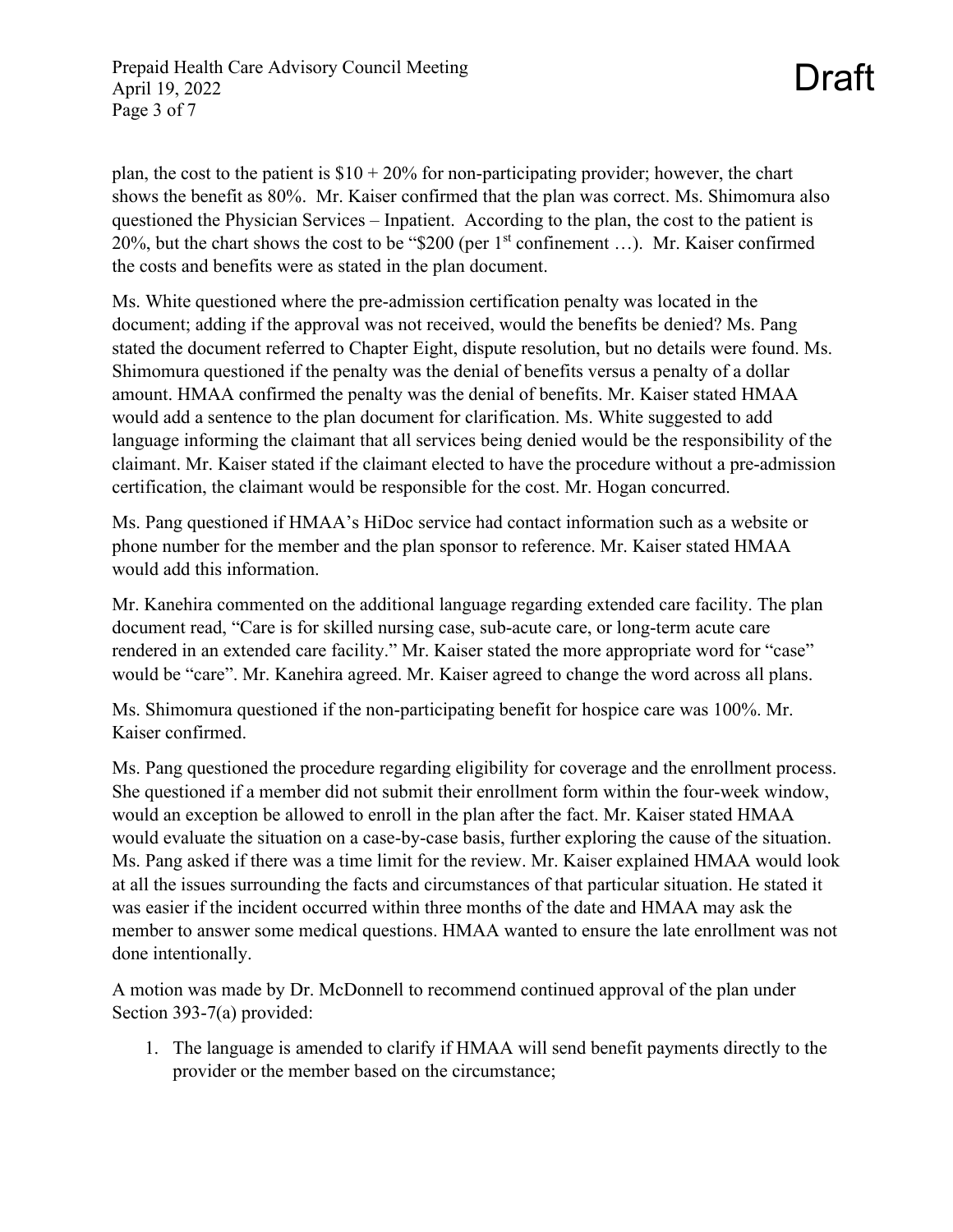plan, the cost to the patient is $10 + 20% for non-participating provider; however, the chart shows the benefit as 80%. Mr. Kaiser confirmed that the plan was correct. Ms. Shimomura also questioned the Physician Services – Inpatient. According to the plan, the cost to the patient is 20%, but the chart shows the cost to be "$200 (per 1st confinement …). Mr. Kaiser confirmed the costs and benefits were as stated in the plan document.

Ms. White questioned where the pre-admission certification penalty was located in the document; adding if the approval was not received, would the benefits be denied? Ms. Pang stated the document referred to Chapter Eight, dispute resolution, but no details were found. Ms. Shimomura questioned if the penalty was the denial of benefits versus a penalty of a dollar amount. HMAA confirmed the penalty was the denial of benefits. Mr. Kaiser stated HMAA would add a sentence to the plan document for clarification. Ms. White suggested to add language informing the claimant that all services being denied would be the responsibility of the claimant. Mr. Kaiser stated if the claimant elected to have the procedure without a pre-admission certification, the claimant would be responsible for the cost. Mr. Hogan concurred.

Ms. Pang questioned if HMAA's HiDoc service had contact information such as a website or phone number for the member and the plan sponsor to reference. Mr. Kaiser stated HMAA would add this information.

Mr. Kanehira commented on the additional language regarding extended care facility. The plan document read, "Care is for skilled nursing case, sub-acute care, or long-term acute care rendered in an extended care facility." Mr. Kaiser stated the more appropriate word for "case" would be "care". Mr. Kanehira agreed. Mr. Kaiser agreed to change the word across all plans.

Ms. Shimomura questioned if the non-participating benefit for hospice care was 100%. Mr. Kaiser confirmed.

Ms. Pang questioned the procedure regarding eligibility for coverage and the enrollment process. She questioned if a member did not submit their enrollment form within the four-week window, would an exception be allowed to enroll in the plan after the fact. Mr. Kaiser stated HMAA would evaluate the situation on a case-by-case basis, further exploring the cause of the situation. Ms. Pang asked if there was a time limit for the review. Mr. Kaiser explained HMAA would look at all the issues surrounding the facts and circumstances of that particular situation. He stated it was easier if the incident occurred within three months of the date and HMAA may ask the member to answer some medical questions. HMAA wanted to ensure the late enrollment was not done intentionally.

A motion was made by Dr. McDonnell to recommend continued approval of the plan under Section 393-7(a) provided:

1. The language is amended to clarify if HMAA will send benefit payments directly to the provider or the member based on the circumstance;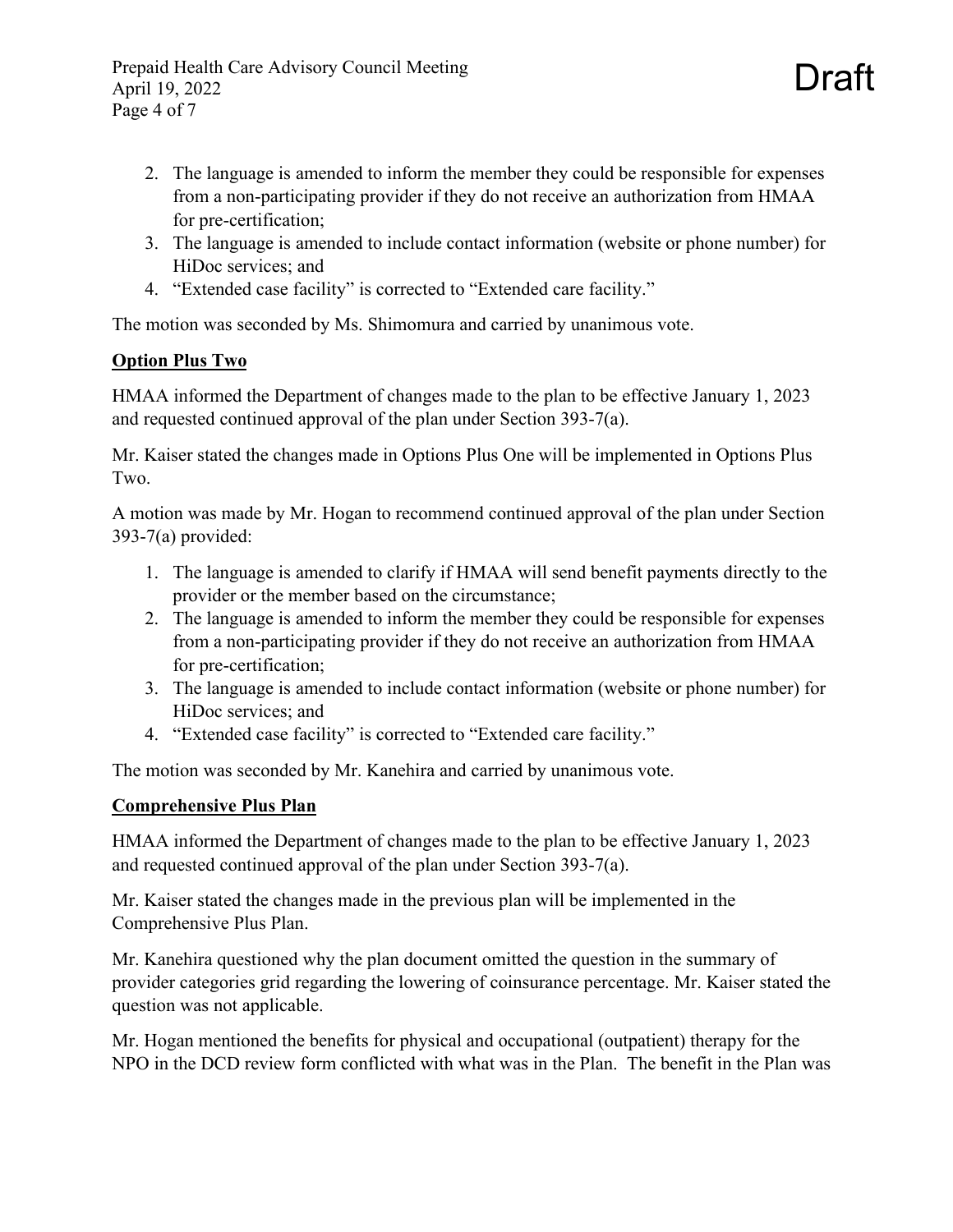2. The language is amended to inform the member they could be responsible for expenses from a non-participating provider if they do not receive an authorization from HMAA for pre-certification;
3. The language is amended to include contact information (website or phone number) for HiDoc services; and
4. "Extended case facility" is corrected to "Extended care facility."

The motion was seconded by Ms. Shimomura and carried by unanimous vote.

**Option Plus Two**

HMAA informed the Department of changes made to the plan to be effective January 1, 2023 and requested continued approval of the plan under Section 393-7(a).

Mr. Kaiser stated the changes made in Options Plus One will be implemented in Options Plus Two.

A motion was made by Mr. Hogan to recommend continued approval of the plan under Section 393-7(a) provided:

1. The language is amended to clarify if HMAA will send benefit payments directly to the provider or the member based on the circumstance;
2. The language is amended to inform the member they could be responsible for expenses from a non-participating provider if they do not receive an authorization from HMAA for pre-certification;
3. The language is amended to include contact information (website or phone number) for HiDoc services; and
4. "Extended case facility" is corrected to "Extended care facility."

The motion was seconded by Mr. Kanehira and carried by unanimous vote.

**Comprehensive Plus Plan**

HMAA informed the Department of changes made to the plan to be effective January 1, 2023 and requested continued approval of the plan under Section 393-7(a).

Mr. Kaiser stated the changes made in the previous plan will be implemented in the Comprehensive Plus Plan.

Mr. Kanehira questioned why the plan document omitted the question in the summary of provider categories grid regarding the lowering of coinsurance percentage. Mr. Kaiser stated the question was not applicable.

Mr. Hogan mentioned the benefits for physical and occupational (outpatient) therapy for the NPO in the DCD review form conflicted with what was in the Plan. The benefit in the Plan was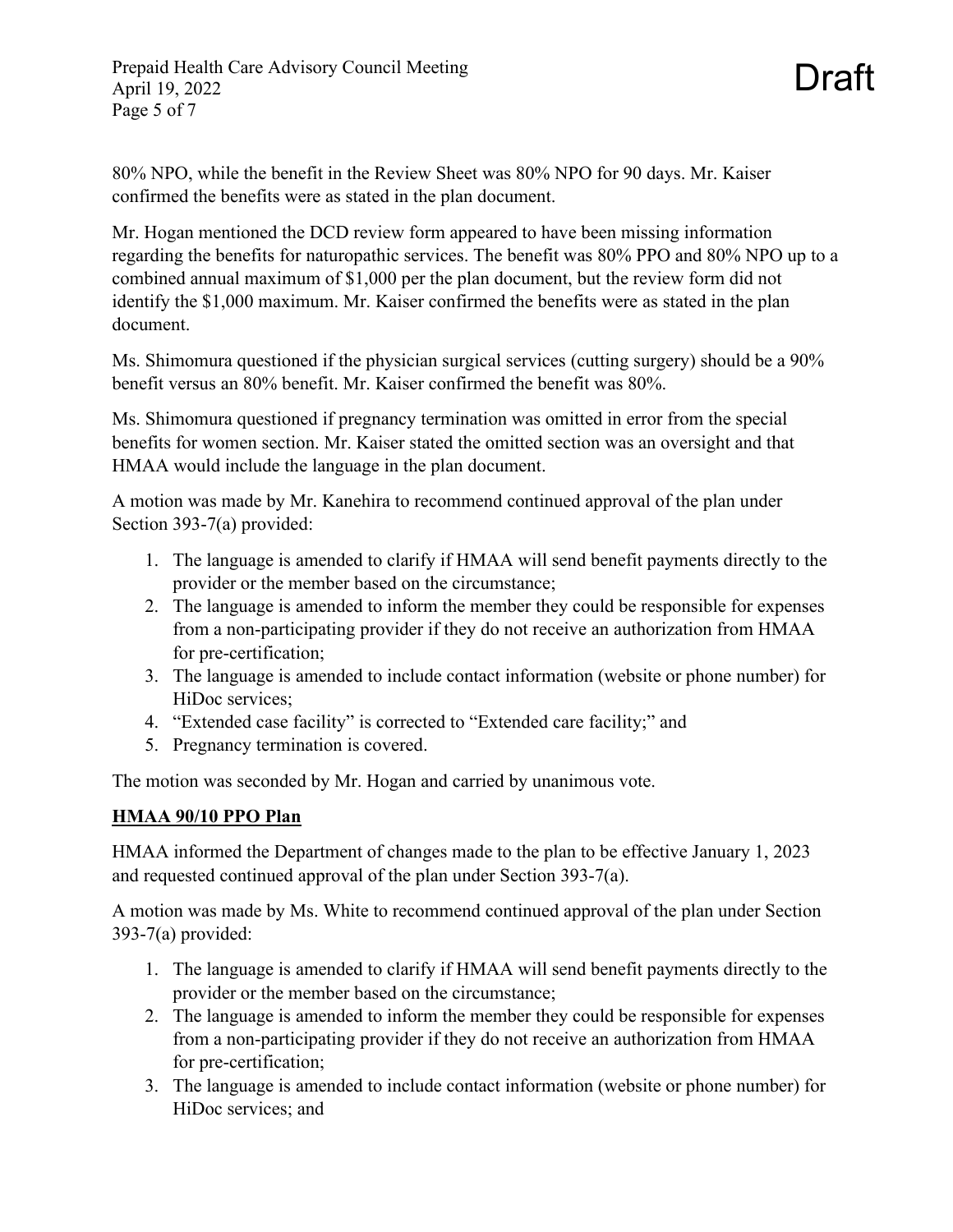80% NPO, while the benefit in the Review Sheet was 80% NPO for 90 days. Mr. Kaiser confirmed the benefits were as stated in the plan document.

Mr. Hogan mentioned the DCD review form appeared to have been missing information regarding the benefits for naturopathic services. The benefit was 80% PPO and 80% NPO up to a combined annual maximum of $1,000 per the plan document, but the review form did not identify the $1,000 maximum. Mr. Kaiser confirmed the benefits were as stated in the plan document.

Ms. Shimomura questioned if the physician surgical services (cutting surgery) should be a 90% benefit versus an 80% benefit. Mr. Kaiser confirmed the benefit was 80%.

Ms. Shimomura questioned if pregnancy termination was omitted in error from the special benefits for women section. Mr. Kaiser stated the omitted section was an oversight and that HMAA would include the language in the plan document.

A motion was made by Mr. Kanehira to recommend continued approval of the plan under Section 393-7(a) provided:

1. The language is amended to clarify if HMAA will send benefit payments directly to the provider or the member based on the circumstance;
2. The language is amended to inform the member they could be responsible for expenses from a non-participating provider if they do not receive an authorization from HMAA for pre-certification;
3. The language is amended to include contact information (website or phone number) for HiDoc services;
4. "Extended case facility" is corrected to "Extended care facility;" and
5. Pregnancy termination is covered.

The motion was seconded by Mr. Hogan and carried by unanimous vote.

**HMAA 90/10 PPO Plan**

HMAA informed the Department of changes made to the plan to be effective January 1, 2023 and requested continued approval of the plan under Section 393-7(a).

A motion was made by Ms. White to recommend continued approval of the plan under Section 393-7(a) provided:

1. The language is amended to clarify if HMAA will send benefit payments directly to the provider or the member based on the circumstance;
2. The language is amended to inform the member they could be responsible for expenses from a non-participating provider if they do not receive an authorization from HMAA for pre-certification;
3. The language is amended to include contact information (website or phone number) for HiDoc services; and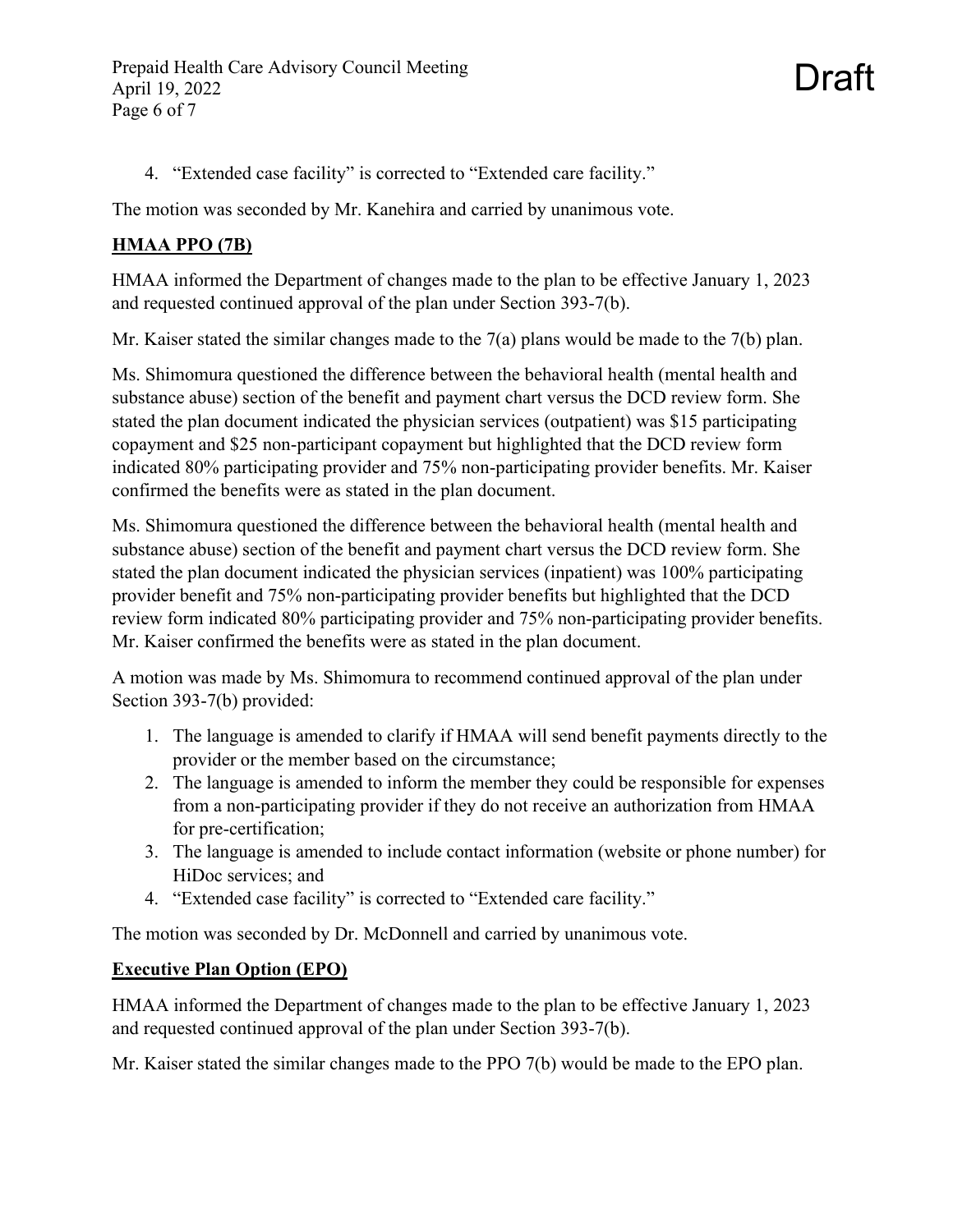4. "Extended case facility" is corrected to "Extended care facility."

The motion was seconded by Mr. Kanehira and carried by unanimous vote.

**HMAA PPO (7B)**

HMAA informed the Department of changes made to the plan to be effective January 1, 2023 and requested continued approval of the plan under Section 393-7(b).

Mr. Kaiser stated the similar changes made to the 7(a) plans would be made to the 7(b) plan.

Ms. Shimomura questioned the difference between the behavioral health (mental health and substance abuse) section of the benefit and payment chart versus the DCD review form. She stated the plan document indicated the physician services (outpatient) was $15 participating copayment and $25 non-participant copayment but highlighted that the DCD review form indicated 80% participating provider and 75% non-participating provider benefits. Mr. Kaiser confirmed the benefits were as stated in the plan document.

Ms. Shimomura questioned the difference between the behavioral health (mental health and substance abuse) section of the benefit and payment chart versus the DCD review form. She stated the plan document indicated the physician services (inpatient) was 100% participating provider benefit and 75% non-participating provider benefits but highlighted that the DCD review form indicated 80% participating provider and 75% non-participating provider benefits. Mr. Kaiser confirmed the benefits were as stated in the plan document.

A motion was made by Ms. Shimomura to recommend continued approval of the plan under Section 393-7(b) provided:

1. The language is amended to clarify if HMAA will send benefit payments directly to the provider or the member based on the circumstance;
2. The language is amended to inform the member they could be responsible for expenses from a non-participating provider if they do not receive an authorization from HMAA for pre-certification;
3. The language is amended to include contact information (website or phone number) for HiDoc services; and
4. "Extended case facility" is corrected to "Extended care facility."

The motion was seconded by Dr. McDonnell and carried by unanimous vote.

**Executive Plan Option (EPO)**

HMAA informed the Department of changes made to the plan to be effective January 1, 2023 and requested continued approval of the plan under Section 393-7(b).

Mr. Kaiser stated the similar changes made to the PPO 7(b) would be made to the EPO plan.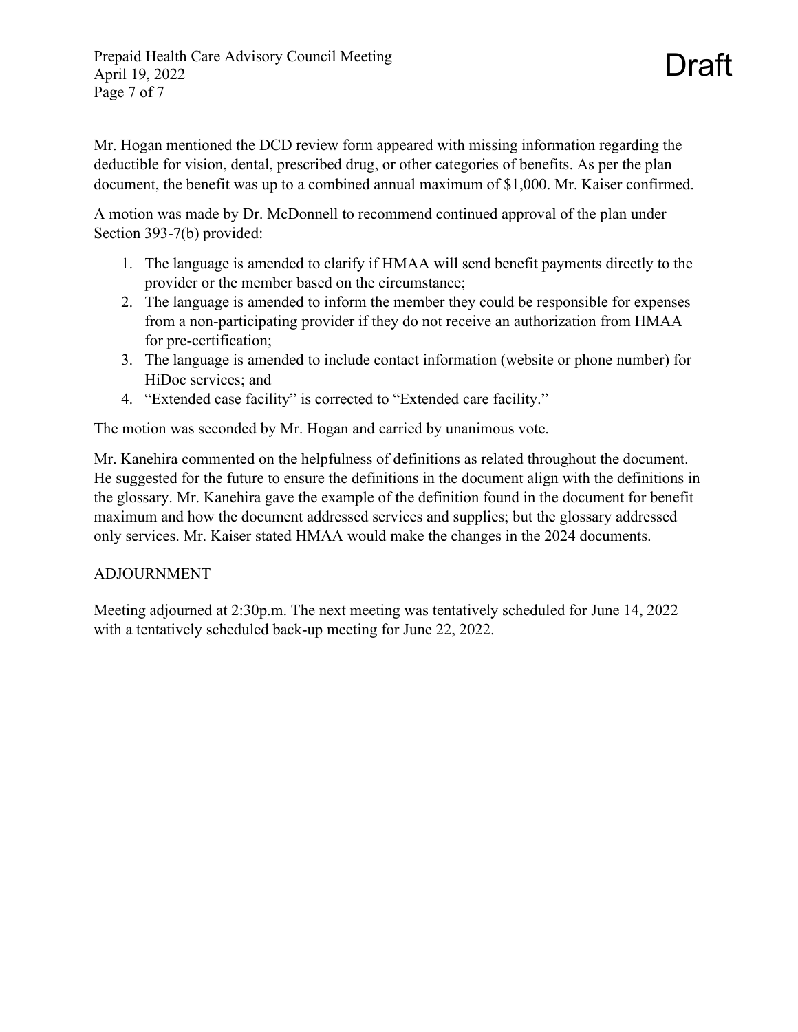Mr. Hogan mentioned the DCD review form appeared with missing information regarding the deductible for vision, dental, prescribed drug, or other categories of benefits. As per the plan document, the benefit was up to a combined annual maximum of $1,000. Mr. Kaiser confirmed.

A motion was made by Dr. McDonnell to recommend continued approval of the plan under Section 393-7(b) provided:

1. The language is amended to clarify if HMAA will send benefit payments directly to the provider or the member based on the circumstance;
2. The language is amended to inform the member they could be responsible for expenses from a non-participating provider if they do not receive an authorization from HMAA for pre-certification;
3. The language is amended to include contact information (website or phone number) for HiDoc services; and
4. "Extended case facility" is corrected to "Extended care facility."

The motion was seconded by Mr. Hogan and carried by unanimous vote.

Mr. Kanehira commented on the helpfulness of definitions as related throughout the document. He suggested for the future to ensure the definitions in the document align with the definitions in the glossary. Mr. Kanehira gave the example of the definition found in the document for benefit maximum and how the document addressed services and supplies; but the glossary addressed only services. Mr. Kaiser stated HMAA would make the changes in the 2024 documents.

## ADJOURNMENT

Meeting adjourned at 2:30p.m. The next meeting was tentatively scheduled for June 14, 2022 with a tentatively scheduled back-up meeting for June 22, 2022.